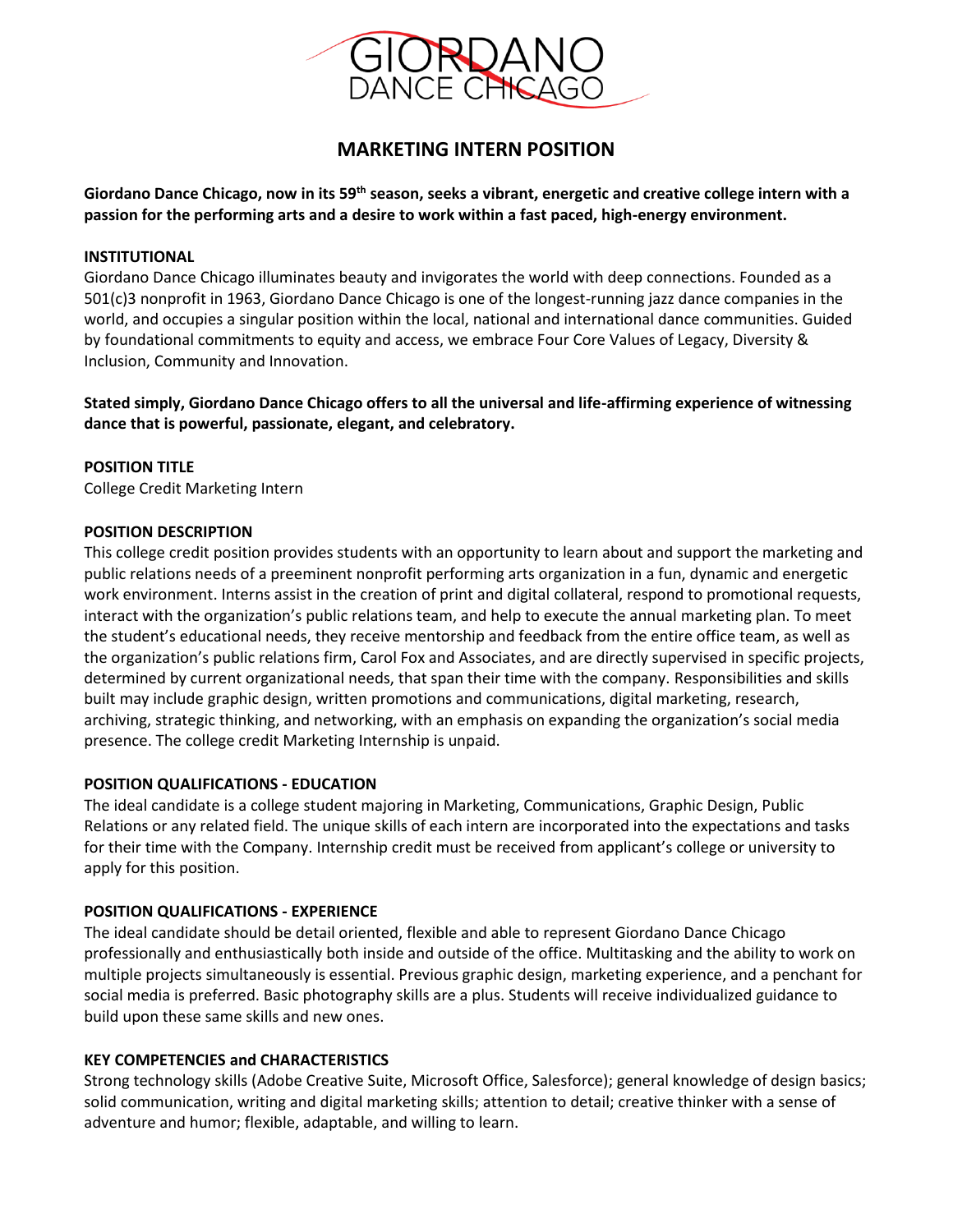GIORDANO DANCE CHICAGO

# MARKETING INTERN POSITION

**Giordano Dance Chicago, now in its 59th season, seeks a vibrant, energetic and creative college intern with a passion for the performing arts and a desire to work within a fast paced, high-energy environment.**

**INSTITUTIONAL**

Giordano Dance Chicago illuminates beauty and invigorates the world with deep connections. Founded as a 501(c)3 nonprofit in 1963, Giordano Dance Chicago is one of the longest-running jazz dance companies in the world, and occupies a singular position within the local, national and international dance communities. Guided by foundational commitments to equity and access, we embrace Four Core Values of Legacy, Diversity & Inclusion, Community and Innovation.

**Stated simply, Giordano Dance Chicago offers to all the universal and life-affirming experience of witnessing dance that is powerful, passionate, elegant, and celebratory.**

**POSITION TITLE**

College Credit Marketing Intern

**POSITION DESCRIPTION**

This college credit position provides students with an opportunity to learn about and support the marketing and public relations needs of a preeminent nonprofit performing arts organization in a fun, dynamic and energetic work environment. Interns assist in the creation of print and digital collateral, respond to promotional requests, interact with the organization's public relations team, and help to execute the annual marketing plan. To meet the student's educational needs, they receive mentorship and feedback from the entire office team, as well as the organization's public relations firm, Carol Fox and Associates, and are directly supervised in specific projects, determined by current organizational needs, that span their time with the company. Responsibilities and skills built may include graphic design, written promotions and communications, digital marketing, research, archiving, strategic thinking, and networking, with an emphasis on expanding the organization's social media presence. The college credit Marketing Internship is unpaid.

**POSITION QUALIFICATIONS - EDUCATION**

The ideal candidate is a college student majoring in Marketing, Communications, Graphic Design, Public Relations or any related field. The unique skills of each intern are incorporated into the expectations and tasks for their time with the Company. Internship credit must be received from applicant's college or university to apply for this position.

**POSITION QUALIFICATIONS - EXPERIENCE**

The ideal candidate should be detail oriented, flexible and able to represent Giordano Dance Chicago professionally and enthusiastically both inside and outside of the office. Multitasking and the ability to work on multiple projects simultaneously is essential. Previous graphic design, marketing experience, and a penchant for social media is preferred. Basic photography skills are a plus. Students will receive individualized guidance to build upon these same skills and new ones.

**KEY COMPETENCIES and CHARACTERISTICS**

Strong technology skills (Adobe Creative Suite, Microsoft Office, Salesforce); general knowledge of design basics; solid communication, writing and digital marketing skills; attention to detail; creative thinker with a sense of adventure and humor; flexible, adaptable, and willing to learn.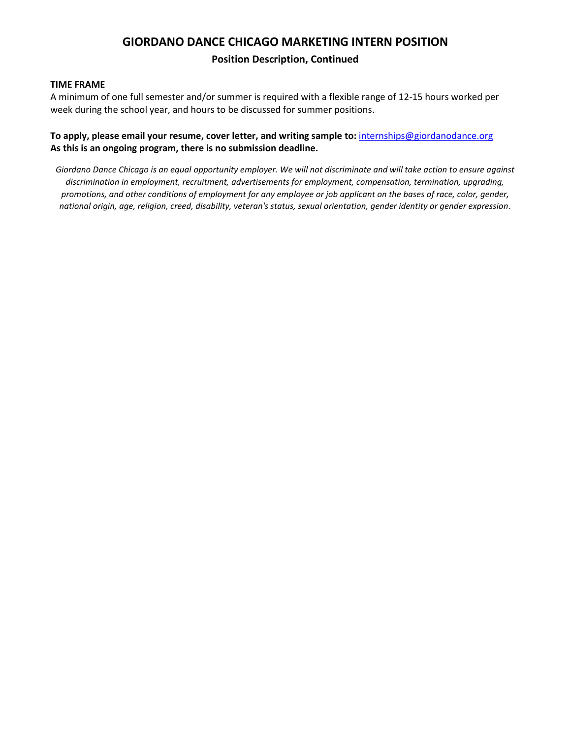# GIORDANO DANCE CHICAGO MARKETING INTERN POSITION

### Position Description, Continued

**TIME FRAME**

A minimum of one full semester and/or summer is required with a flexible range of 12-15 hours worked per week during the school year, and hours to be discussed for summer positions.

**To apply, please email your resume, cover letter, and writing sample to:** internships@giordanodance.org
**As this is an ongoing program, there is no submission deadline.**

*Giordano Dance Chicago is an equal opportunity employer. We will not discriminate and will take action to ensure against discrimination in employment, recruitment, advertisements for employment, compensation, termination, upgrading, promotions, and other conditions of employment for any employee or job applicant on the bases of race, color, gender, national origin, age, religion, creed, disability, veteran's status, sexual orientation, gender identity or gender expression.*